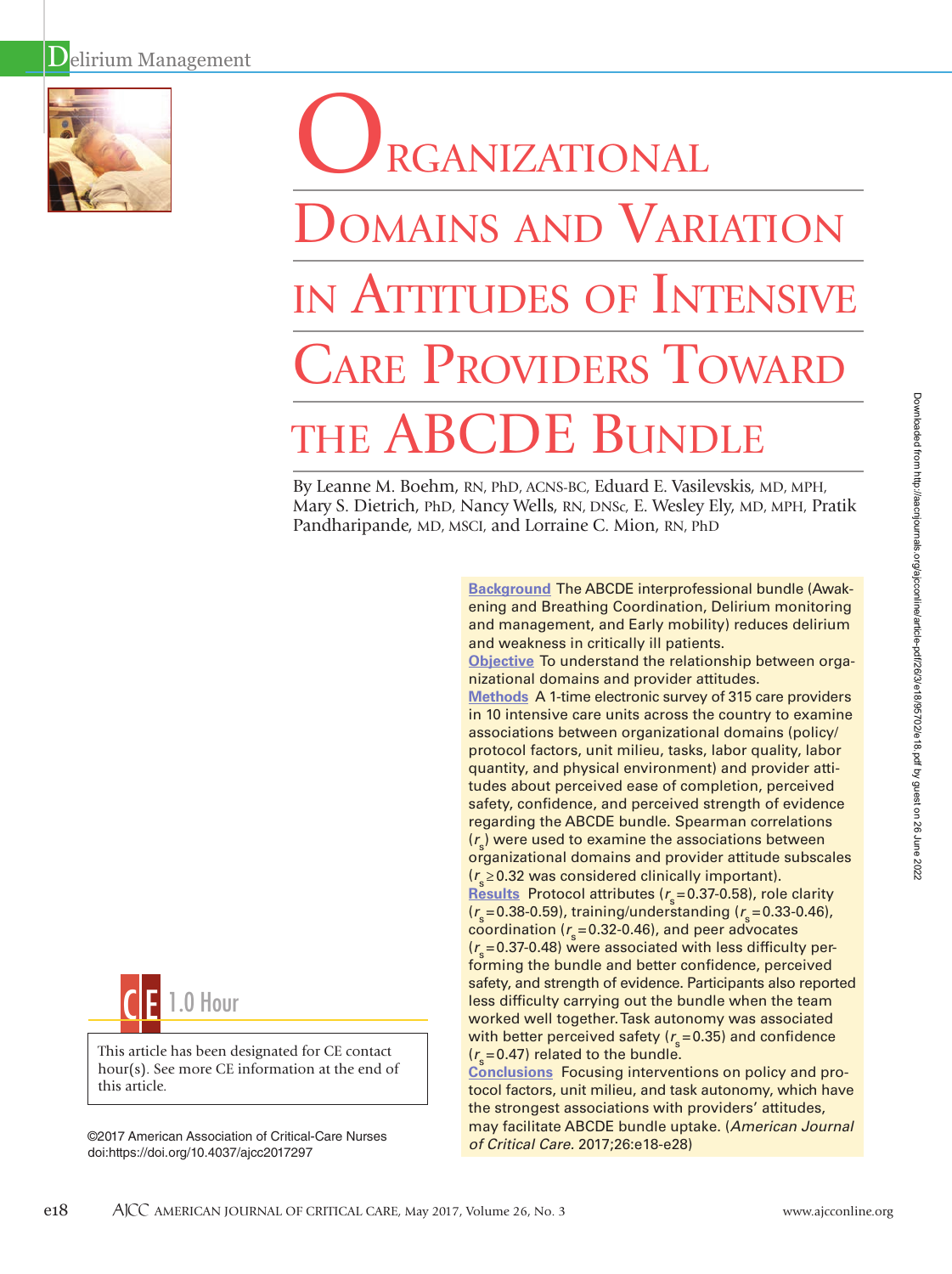Delirium Management

# Organizational Domains and Variation in Attitudes of Intensive Care Providers Toward the ABCDE Bundle

By Leanne M. Boehm, RN, PhD, ACNS-BC, Eduard E. Vasilevskis, MD, MPH, Mary S. Dietrich, PhD, Nancy Wells, RN, DNSc, E. Wesley Ely, MD, MPH, Pratik Pandharipande, MD, MSCI, and Lorraine C. Mion, RN, PhD

**Background** The ABCDE interprofessional bundle (Awakening and Breathing Coordination, Delirium monitoring and management, and Early mobility) reduces delirium and weakness in critically ill patients.

**Objective** To understand the relationship between organizational domains and provider attitudes.

**Methods** A 1-time electronic survey of 315 care providers in 10 intensive care units across the country to examine associations between organizational domains (policy/protocol factors, unit milieu, tasks, labor quality, labor quantity, and physical environment) and provider attitudes about perceived ease of completion, perceived safety, confidence, and perceived strength of evidence regarding the ABCDE bundle. Spearman correlations ($r_s$) were used to examine the associations between organizational domains and provider attitude subscales ($r_s \geq 0.32$ was considered clinically important).

**Results** Protocol attributes ($r_s = 0.37$-$0.58$), role clarity ($r_s = 0.38$-$0.59$), training/understanding ($r_s = 0.33$-$0.46$), coordination ($r_s = 0.32$-$0.46$), and peer advocates ($r_s = 0.37$-$0.48$) were associated with less difficulty performing the bundle and better confidence, perceived safety, and strength of evidence. Participants also reported less difficulty carrying out the bundle when the team worked well together. Task autonomy was associated with better perceived safety ($r_s = 0.35$) and confidence ($r_s = 0.47$) related to the bundle.

**Conclusions** Focusing interventions on policy and protocol factors, unit milieu, and task autonomy, which have the strongest associations with providers' attitudes, may facilitate ABCDE bundle uptake. (*American Journal of Critical Care.* 2017;26:e18-e28)

CE 1.0 Hour

This article has been designated for CE contact hour(s). See more CE information at the end of this article.

©2017 American Association of Critical-Care Nurses
doi:https://doi.org/10.4037/ajcc2017297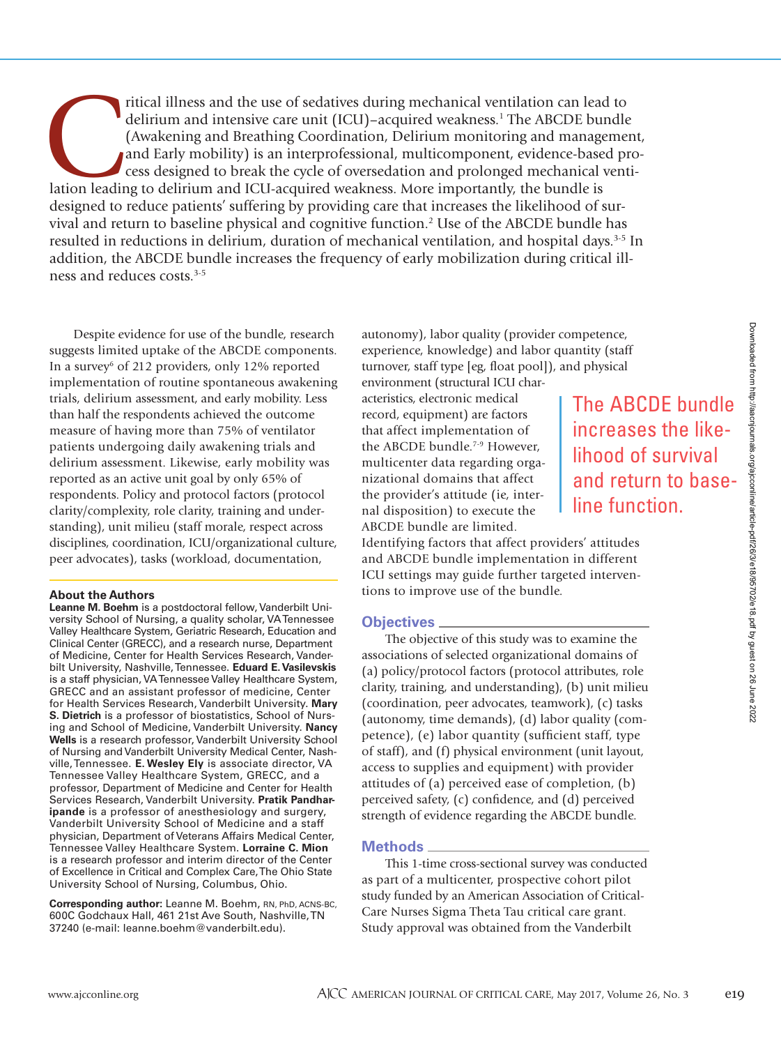Critical illness and the use of sedatives during mechanical ventilation can lead to delirium and intensive care unit (ICU)–acquired weakness.[1] The ABCDE bundle (Awakening and Breathing Coordination, Delirium monitoring and management, and Early mobility) is an interprofessional, multicomponent, evidence-based process designed to break the cycle of oversedation and prolonged mechanical ventilation leading to delirium and ICU-acquired weakness. More importantly, the bundle is designed to reduce patients' suffering by providing care that increases the likelihood of survival and return to baseline physical and cognitive function.[2] Use of the ABCDE bundle has resulted in reductions in delirium, duration of mechanical ventilation, and hospital days.[3-5] In addition, the ABCDE bundle increases the frequency of early mobilization during critical illness and reduces costs.[3-5]

Despite evidence for use of the bundle, research suggests limited uptake of the ABCDE components. In a survey[6] of 212 providers, only 12% reported implementation of routine spontaneous awakening trials, delirium assessment, and early mobility. Less than half the respondents achieved the outcome measure of having more than 75% of ventilator patients undergoing daily awakening trials and delirium assessment. Likewise, early mobility was reported as an active unit goal by only 65% of respondents. Policy and protocol factors (protocol clarity/complexity, role clarity, training and understanding), unit milieu (staff morale, respect across disciplines, coordination, ICU/organizational culture, peer advocates), tasks (workload, documentation, autonomy), labor quality (provider competence, experience, knowledge) and labor quantity (staff turnover, staff type [eg, float pool]), and physical environment (structural ICU characteristics, electronic medical record, equipment) are factors that affect implementation of the ABCDE bundle.[7-9] However, multicenter data regarding organizational domains that affect the provider's attitude (ie, internal disposition) to execute the ABCDE bundle are limited. Identifying factors that affect providers' attitudes and ABCDE bundle implementation in different ICU settings may guide further targeted interventions to improve use of the bundle.

> The ABCDE bundle increases the likelihood of survival and return to baseline function.

## Objectives

The objective of this study was to examine the associations of selected organizational domains of (a) policy/protocol factors (protocol attributes, role clarity, training, and understanding), (b) unit milieu (coordination, peer advocates, teamwork), (c) tasks (autonomy, time demands), (d) labor quality (competence), (e) labor quantity (sufficient staff, type of staff), and (f) physical environment (unit layout, access to supplies and equipment) with provider attitudes of (a) perceived ease of completion, (b) perceived safety, (c) confidence, and (d) perceived strength of evidence regarding the ABCDE bundle.

## Methods

This 1-time cross-sectional survey was conducted as part of a multicenter, prospective cohort pilot study funded by an American Association of Critical-Care Nurses Sigma Theta Tau critical care grant. Study approval was obtained from the Vanderbilt

**About the Authors**

**Leanne M. Boehm** is a postdoctoral fellow, Vanderbilt University School of Nursing, a quality scholar, VA Tennessee Valley Healthcare System, Geriatric Research, Education and Clinical Center (GRECC), and a research nurse, Department of Medicine, Center for Health Services Research, Vanderbilt University, Nashville, Tennessee. **Eduard E. Vasilevskis** is a staff physician, VA Tennessee Valley Healthcare System, GRECC and an assistant professor of medicine, Center for Health Services Research, Vanderbilt University. **Mary S. Dietrich** is a professor of biostatistics, School of Nursing and School of Medicine, Vanderbilt University. **Nancy Wells** is a research professor, Vanderbilt University School of Nursing and Vanderbilt University Medical Center, Nashville, Tennessee. **E. Wesley Ely** is associate director, VA Tennessee Valley Healthcare System, GRECC, and a professor, Department of Medicine and Center for Health Services Research, Vanderbilt University. **Pratik Pandharipande** is a professor of anesthesiology and surgery, Vanderbilt University School of Medicine and a staff physician, Department of Veterans Affairs Medical Center, Tennessee Valley Healthcare System. **Lorraine C. Mion** is a research professor and interim director of the Center of Excellence in Critical and Complex Care, The Ohio State University School of Nursing, Columbus, Ohio.

**Corresponding author:** Leanne M. Boehm, RN, PhD, ACNS-BC, 600C Godchaux Hall, 461 21st Ave South, Nashville, TN 37240 (e-mail: leanne.boehm@vanderbilt.edu).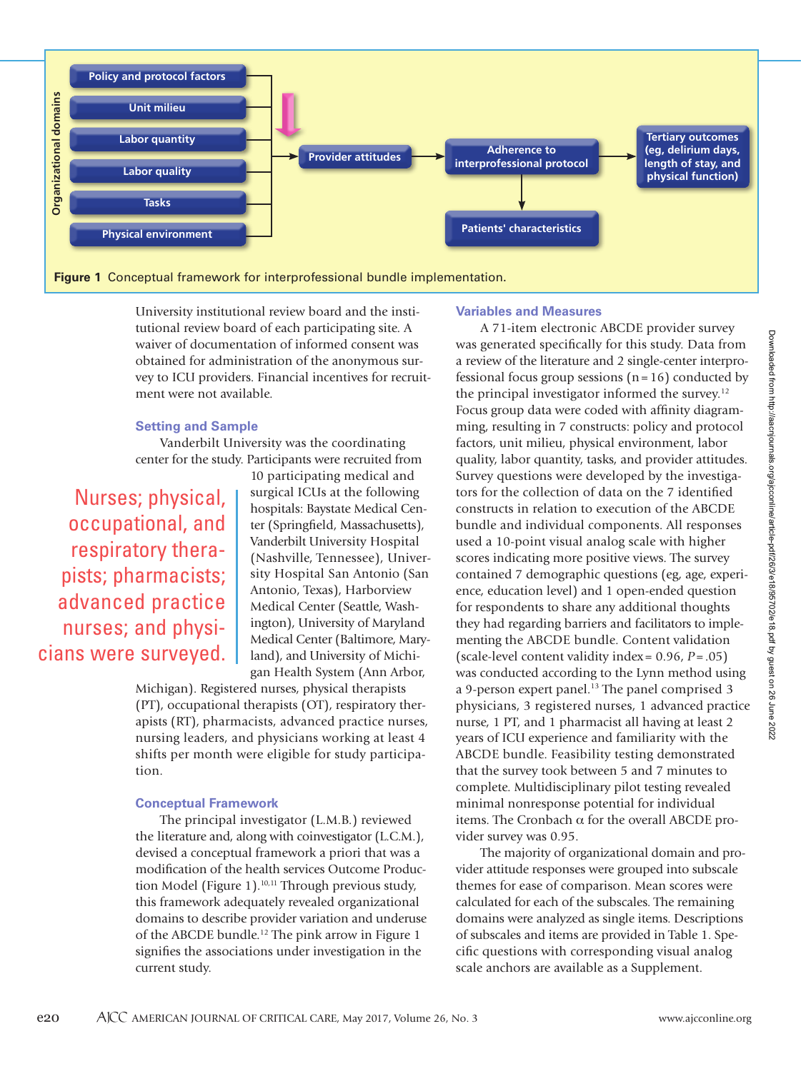Figure 1 Conceptual framework for interprofessional bundle implementation.

University institutional review board and the institutional review board of each participating site. A waiver of documentation of informed consent was obtained for administration of the anonymous survey to ICU providers. Financial incentives for recruitment were not available.

### Setting and Sample

Vanderbilt University was the coordinating center for the study. Participants were recruited from 10 participating medical and surgical ICUs at the following hospitals: Baystate Medical Center (Springfield, Massachusetts), Vanderbilt University Hospital (Nashville, Tennessee), University Hospital San Antonio (San Antonio, Texas), Harborview Medical Center (Seattle, Washington), University of Maryland Medical Center (Baltimore, Maryland), and University of Michigan Health System (Ann Arbor, Michigan). Registered nurses, physical therapists (PT), occupational therapists (OT), respiratory therapists (RT), pharmacists, advanced practice nurses, nursing leaders, and physicians working at least 4 shifts per month were eligible for study participation.

> Nurses; physical, occupational, and respiratory therapists; pharmacists; advanced practice nurses; and physicians were surveyed.

### Conceptual Framework

The principal investigator (L.M.B.) reviewed the literature and, along with coinvestigator (L.C.M.), devised a conceptual framework a priori that was a modification of the health services Outcome Production Model (Figure 1).[10,11] Through previous study, this framework adequately revealed organizational domains to describe provider variation and underuse of the ABCDE bundle.[12] The pink arrow in Figure 1 signifies the associations under investigation in the current study.

### Variables and Measures

A 71-item electronic ABCDE provider survey was generated specifically for this study. Data from a review of the literature and 2 single-center interprofessional focus group sessions (n = 16) conducted by the principal investigator informed the survey.[12] Focus group data were coded with affinity diagramming, resulting in 7 constructs: policy and protocol factors, unit milieu, physical environment, labor quality, labor quantity, tasks, and provider attitudes. Survey questions were developed by the investigators for the collection of data on the 7 identified constructs in relation to execution of the ABCDE bundle and individual components. All responses used a 10-point visual analog scale with higher scores indicating more positive views. The survey contained 7 demographic questions (eg, age, experience, education level) and 1 open-ended question for respondents to share any additional thoughts they had regarding barriers and facilitators to implementing the ABCDE bundle. Content validation (scale-level content validity index = 0.96, $P = .05$) was conducted according to the Lynn method using a 9-person expert panel.[13] The panel comprised 3 physicians, 3 registered nurses, 1 advanced practice nurse, 1 PT, and 1 pharmacist all having at least 2 years of ICU experience and familiarity with the ABCDE bundle. Feasibility testing demonstrated that the survey took between 5 and 7 minutes to complete. Multidisciplinary pilot testing revealed minimal nonresponse potential for individual items. The Cronbach $\alpha$ for the overall ABCDE provider survey was 0.95.

The majority of organizational domain and provider attitude responses were grouped into subscale themes for ease of comparison. Mean scores were calculated for each of the subscales. The remaining domains were analyzed as single items. Descriptions of subscales and items are provided in Table 1. Specific questions with corresponding visual analog scale anchors are available as a Supplement.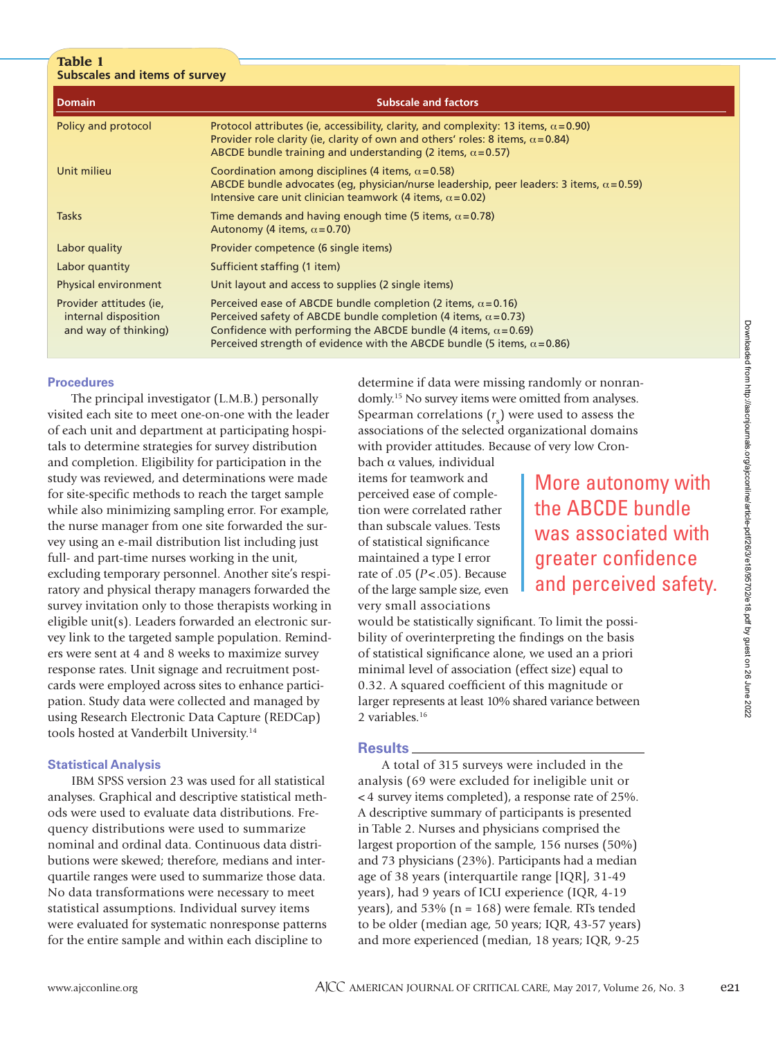**Table 1**
**Subscales and items of survey**

| Domain | Subscale and factors |
|---|---|
| Policy and protocol | Protocol attributes (ie, accessibility, clarity, and complexity: 13 items, α=0.90)<br>Provider role clarity (ie, clarity of own and others' roles: 8 items, α=0.84)<br>ABCDE bundle training and understanding (2 items, α=0.57) |
| Unit milieu | Coordination among disciplines (4 items, α=0.58)<br>ABCDE bundle advocates (eg, physician/nurse leadership, peer leaders: 3 items, α=0.59)<br>Intensive care unit clinician teamwork (4 items, α=0.02) |
| Tasks | Time demands and having enough time (5 items, α=0.78)<br>Autonomy (4 items, α=0.70) |
| Labor quality | Provider competence (6 single items) |
| Labor quantity | Sufficient staffing (1 item) |
| Physical environment | Unit layout and access to supplies (2 single items) |
| Provider attitudes (ie, internal disposition and way of thinking) | Perceived ease of ABCDE bundle completion (2 items, α=0.16)<br>Perceived safety of ABCDE bundle completion (4 items, α=0.73)<br>Confidence with performing the ABCDE bundle (4 items, α=0.69)<br>Perceived strength of evidence with the ABCDE bundle (5 items, α=0.86) |

### Procedures

The principal investigator (L.M.B.) personally visited each site to meet one-on-one with the leader of each unit and department at participating hospitals to determine strategies for survey distribution and completion. Eligibility for participation in the study was reviewed, and determinations were made for site-specific methods to reach the target sample while also minimizing sampling error. For example, the nurse manager from one site forwarded the survey using an e-mail distribution list including just full- and part-time nurses working in the unit, excluding temporary personnel. Another site's respiratory and physical therapy managers forwarded the survey invitation only to those therapists working in eligible unit(s). Leaders forwarded an electronic survey link to the targeted sample population. Reminders were sent at 4 and 8 weeks to maximize survey response rates. Unit signage and recruitment postcards were employed across sites to enhance participation. Study data were collected and managed by using Research Electronic Data Capture (REDCap) tools hosted at Vanderbilt University.[14]

### Statistical Analysis

IBM SPSS version 23 was used for all statistical analyses. Graphical and descriptive statistical methods were used to evaluate data distributions. Frequency distributions were used to summarize nominal and ordinal data. Continuous data distributions were skewed; therefore, medians and interquartile ranges were used to summarize those data. No data transformations were necessary to meet statistical assumptions. Individual survey items were evaluated for systematic nonresponse patterns for the entire sample and within each discipline to determine if data were missing randomly or nonrandomly.[15] No survey items were omitted from analyses. Spearman correlations ($r_s$) were used to assess the associations of the selected organizational domains with provider attitudes. Because of very low Cronbach α values, individual items for teamwork and perceived ease of completion were correlated rather than subscale values. Tests of statistical significance maintained a type I error rate of .05 ($P<.05$). Because of the large sample size, even very small associations would be statistically significant. To limit the possibility of overinterpreting the findings on the basis of statistical significance alone, we used an a priori minimal level of association (effect size) equal to 0.32. A squared coefficient of this magnitude or larger represents at least 10% shared variance between 2 variables.[16]

> More autonomy with the ABCDE bundle was associated with greater confidence and perceived safety.

## Results

A total of 315 surveys were included in the analysis (69 were excluded for ineligible unit or <4 survey items completed), a response rate of 25%. A descriptive summary of participants is presented in Table 2. Nurses and physicians comprised the largest proportion of the sample, 156 nurses (50%) and 73 physicians (23%). Participants had a median age of 38 years (interquartile range [IQR], 31-49 years), had 9 years of ICU experience (IQR, 4-19 years), and 53% (n = 168) were female. RTs tended to be older (median age, 50 years; IQR, 43-57 years) and more experienced (median, 18 years; IQR, 9-25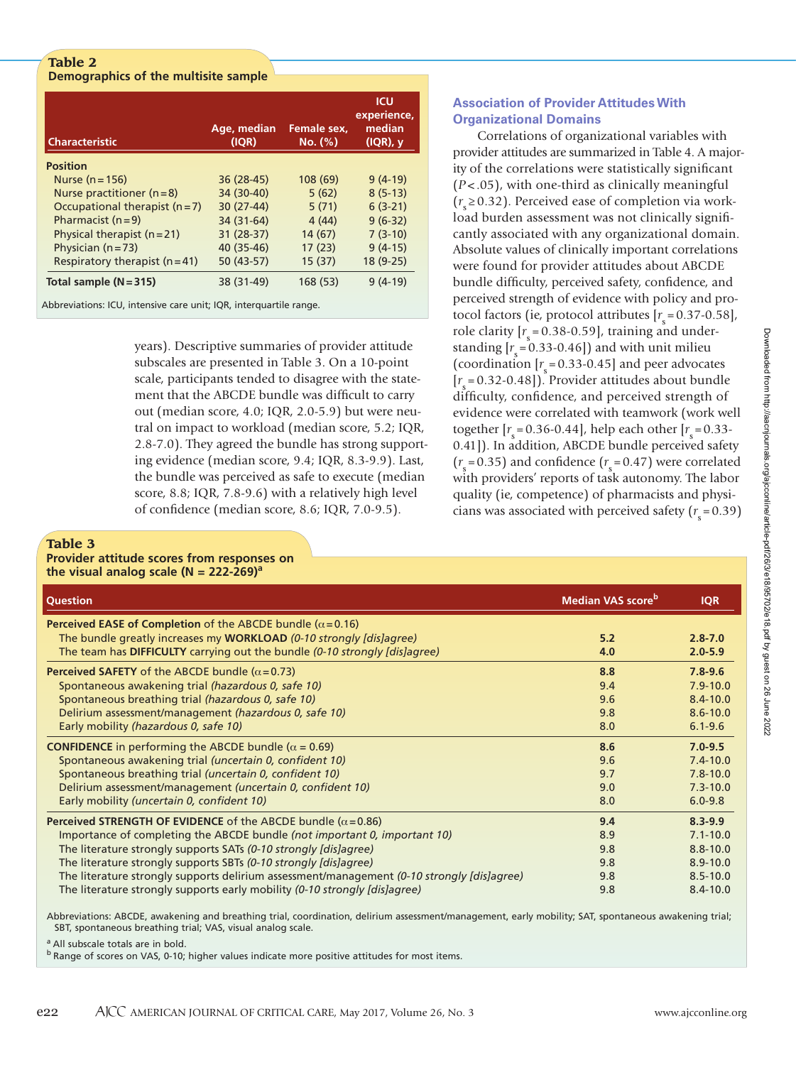**Table 2**
**Demographics of the multisite sample**

| Characteristic | Age, median (IQR) | Female sex, No. (%) | ICU experience, median (IQR), y |
|---|---|---|---|
| **Position** | | | |
| Nurse (n = 156) | 36 (28-45) | 108 (69) | 9 (4-19) |
| Nurse practitioner (n = 8) | 34 (30-40) | 5 (62) | 8 (5-13) |
| Occupational therapist (n = 7) | 30 (27-44) | 5 (71) | 6 (3-21) |
| Pharmacist (n = 9) | 34 (31-64) | 4 (44) | 9 (6-32) |
| Physical therapist (n = 21) | 31 (28-37) | 14 (67) | 7 (3-10) |
| Physician (n = 73) | 40 (35-46) | 17 (23) | 9 (4-15) |
| Respiratory therapist (n = 41) | 50 (43-57) | 15 (37) | 18 (9-25) |
| **Total sample (N = 315)** | 38 (31-49) | 168 (53) | 9 (4-19) |

Abbreviations: ICU, intensive care unit; IQR, interquartile range.

years). Descriptive summaries of provider attitude subscales are presented in Table 3. On a 10-point scale, participants tended to disagree with the statement that the ABCDE bundle was difficult to carry out (median score, 4.0; IQR, 2.0-5.9) but were neutral on impact to workload (median score, 5.2; IQR, 2.8-7.0). They agreed the bundle has strong supporting evidence (median score, 9.4; IQR, 8.3-9.9). Last, the bundle was perceived as safe to execute (median score, 8.8; IQR, 7.8-9.6) with a relatively high level of confidence (median score, 8.6; IQR, 7.0-9.5).

### Association of Provider Attitudes With Organizational Domains

Correlations of organizational variables with provider attitudes are summarized in Table 4. A majority of the correlations were statistically significant ($P < .05$), with one-third as clinically meaningful ($r_s \geq 0.32$). Perceived ease of completion via workload burden assessment was not clinically significantly associated with any organizational domain. Absolute values of clinically important correlations were found for provider attitudes about ABCDE bundle difficulty, perceived safety, confidence, and perceived strength of evidence with policy and protocol factors (ie, protocol attributes [$r_s = 0.37\text{-}0.58$], role clarity [$r_s = 0.38\text{-}0.59$], training and understanding [$r_s = 0.33\text{-}0.46$]) and with unit milieu (coordination [$r_s = 0.33\text{-}0.45$] and peer advocates [$r_s = 0.32\text{-}0.48$]). Provider attitudes about bundle difficulty, confidence, and perceived strength of evidence were correlated with teamwork (work well together [$r_s = 0.36\text{-}0.44$], help each other [$r_s = 0.33\text{-}0.41$]). In addition, ABCDE bundle perceived safety ($r_s = 0.35$) and confidence ($r_s = 0.47$) were correlated with providers' reports of task autonomy. The labor quality (ie, competence) of pharmacists and physicians was associated with perceived safety ($r_s = 0.39$)

**Table 3**
**Provider attitude scores from responses on the visual analog scale (N = 222-269)[a]**

| Question | Median VAS score[b] | IQR |
|---|---|---|
| **Perceived EASE of Completion** of the ABCDE bundle (α = 0.16) | | |
| The bundle greatly increases my **WORKLOAD** *(0-10 strongly [dis]agree)* | **5.2** | **2.8-7.0** |
| The team has **DIFFICULTY** carrying out the bundle *(0-10 strongly [dis]agree)* | **4.0** | **2.0-5.9** |
| **Perceived SAFETY** of the ABCDE bundle (α = 0.73) | **8.8** | **7.8-9.6** |
| Spontaneous awakening trial *(hazardous 0, safe 10)* | 9.4 | 7.9-10.0 |
| Spontaneous breathing trial *(hazardous 0, safe 10)* | 9.6 | 8.4-10.0 |
| Delirium assessment/management *(hazardous 0, safe 10)* | 9.8 | 8.6-10.0 |
| Early mobility *(hazardous 0, safe 10)* | 8.0 | 6.1-9.6 |
| **CONFIDENCE** in performing the ABCDE bundle (α = 0.69) | **8.6** | **7.0-9.5** |
| Spontaneous awakening trial *(uncertain 0, confident 10)* | 9.6 | 7.4-10.0 |
| Spontaneous breathing trial *(uncertain 0, confident 10)* | 9.7 | 7.8-10.0 |
| Delirium assessment/management *(uncertain 0, confident 10)* | 9.0 | 7.3-10.0 |
| Early mobility *(uncertain 0, confident 10)* | 8.0 | 6.0-9.8 |
| **Perceived STRENGTH OF EVIDENCE** of the ABCDE bundle (α = 0.86) | **9.4** | **8.3-9.9** |
| Importance of completing the ABCDE bundle *(not important 0, important 10)* | 8.9 | 7.1-10.0 |
| The literature strongly supports SATs *(0-10 strongly [dis]agree)* | 9.8 | 8.8-10.0 |
| The literature strongly supports SBTs *(0-10 strongly [dis]agree)* | 9.8 | 8.9-10.0 |
| The literature strongly supports delirium assessment/management *(0-10 strongly [dis]agree)* | 9.8 | 8.5-10.0 |
| The literature strongly supports early mobility *(0-10 strongly [dis]agree)* | 9.8 | 8.4-10.0 |

Abbreviations: ABCDE, awakening and breathing trial, coordination, delirium assessment/management, early mobility; SAT, spontaneous awakening trial; SBT, spontaneous breathing trial; VAS, visual analog scale.

[a] All subscale totals are in bold.
[b] Range of scores on VAS, 0-10; higher values indicate more positive attitudes for most items.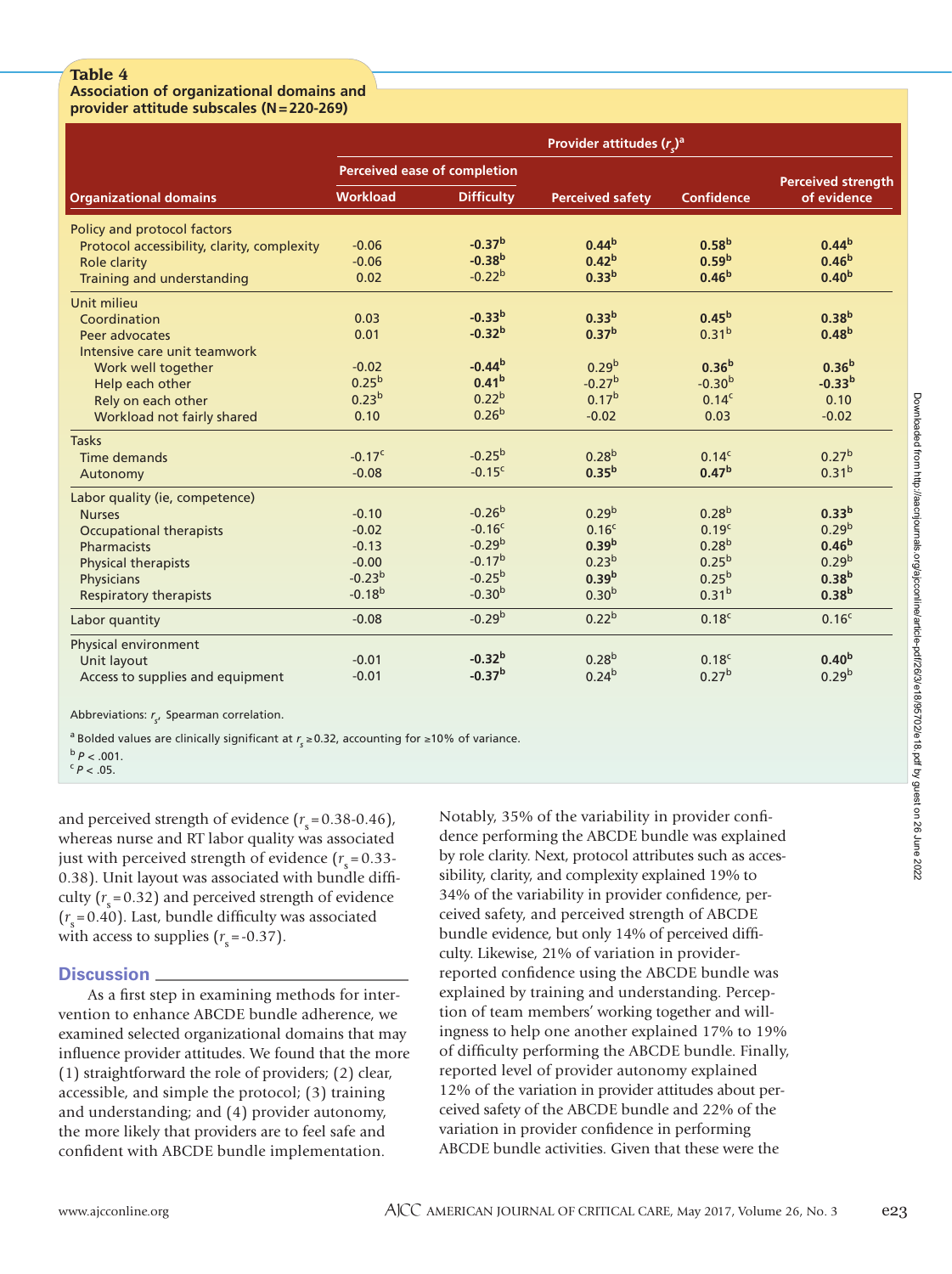**Table 4**
**Association of organizational domains and provider attitude subscales (N = 220-269)**

| Organizational domains | Provider attitudes ($r_s$)[a] | | | | |
|---|---|---|---|---|---|
| | Perceived ease of completion | | | | |
| | Workload | Difficulty | Perceived safety | Confidence | Perceived strength of evidence |
| **Policy and protocol factors** | | | | | |
| Protocol accessibility, clarity, complexity | -0.06 | **-0.37[b]** | **0.44[b]** | **0.58[b]** | **0.44[b]** |
| Role clarity | -0.06 | **-0.38[b]** | **0.42[b]** | **0.59[b]** | **0.46[b]** |
| Training and understanding | 0.02 | -0.22[b] | **0.33[b]** | **0.46[b]** | **0.40[b]** |
| **Unit milieu** | | | | | |
| Coordination | 0.03 | **-0.33[b]** | **0.33[b]** | **0.45[b]** | **0.38[b]** |
| Peer advocates | 0.01 | **-0.32[b]** | **0.37[b]** | 0.31[b] | **0.48[b]** |
| Intensive care unit teamwork | | | | | |
| Work well together | -0.02 | **-0.44[b]** | 0.29[b] | **0.36[b]** | **0.36[b]** |
| Help each other | 0.25[b] | **0.41[b]** | -0.27[b] | -0.30[b] | **-0.33[b]** |
| Rely on each other | 0.23[b] | 0.22[b] | 0.17[b] | 0.14[c] | 0.10 |
| Workload not fairly shared | 0.10 | 0.26[b] | -0.02 | 0.03 | -0.02 |
| **Tasks** | | | | | |
| Time demands | -0.17[c] | -0.25[b] | 0.28[b] | 0.14[c] | 0.27[b] |
| Autonomy | -0.08 | -0.15[c] | **0.35[b]** | **0.47[b]** | 0.31[b] |
| **Labor quality (ie, competence)** | | | | | |
| Nurses | -0.10 | -0.26[b] | 0.29[b] | 0.28[b] | **0.33[b]** |
| Occupational therapists | -0.02 | -0.16[c] | 0.16[c] | 0.19[c] | 0.29[b] |
| Pharmacists | -0.13 | -0.29[b] | **0.39[b]** | 0.28[b] | **0.46[b]** |
| Physical therapists | -0.00 | -0.17[b] | 0.23[b] | 0.25[b] | 0.29[b] |
| Physicians | -0.23[b] | -0.25[b] | **0.39[b]** | 0.25[b] | **0.38[b]** |
| Respiratory therapists | -0.18[b] | -0.30[b] | 0.30[b] | 0.31[b] | **0.38[b]** |
| **Labor quantity** | -0.08 | -0.29[b] | 0.22[b] | 0.18[c] | 0.16[c] |
| **Physical environment** | | | | | |
| Unit layout | -0.01 | **-0.32[b]** | 0.28[b] | 0.18[c] | **0.40[b]** |
| Access to supplies and equipment | -0.01 | **-0.37[b]** | 0.24[b] | 0.27[b] | 0.29[b] |

Abbreviations: $r_s$, Spearman correlation.

[a] Bolded values are clinically significant at $r_s \geq 0.32$, accounting for ≥10% of variance.
[b] $P < .001$.
[c] $P < .05$.

and perceived strength of evidence ($r_s$ = 0.38-0.46), whereas nurse and RT labor quality was associated just with perceived strength of evidence ($r_s$ = 0.33-0.38). Unit layout was associated with bundle difficulty ($r_s$ = 0.32) and perceived strength of evidence ($r_s$ = 0.40). Last, bundle difficulty was associated with access to supplies ($r_s$ = -0.37).

## Discussion

As a first step in examining methods for intervention to enhance ABCDE bundle adherence, we examined selected organizational domains that may influence provider attitudes. We found that the more (1) straightforward the role of providers; (2) clear, accessible, and simple the protocol; (3) training and understanding; and (4) provider autonomy, the more likely that providers are to feel safe and confident with ABCDE bundle implementation.

Notably, 35% of the variability in provider confidence performing the ABCDE bundle was explained by role clarity. Next, protocol attributes such as accessibility, clarity, and complexity explained 19% to 34% of the variability in provider confidence, perceived safety, and perceived strength of ABCDE bundle evidence, but only 14% of perceived difficulty. Likewise, 21% of variation in provider-reported confidence using the ABCDE bundle was explained by training and understanding. Perception of team members' working together and willingness to help one another explained 17% to 19% of difficulty performing the ABCDE bundle. Finally, reported level of provider autonomy explained 12% of the variation in provider attitudes about perceived safety of the ABCDE bundle and 22% of the variation in provider confidence in performing ABCDE bundle activities. Given that these were the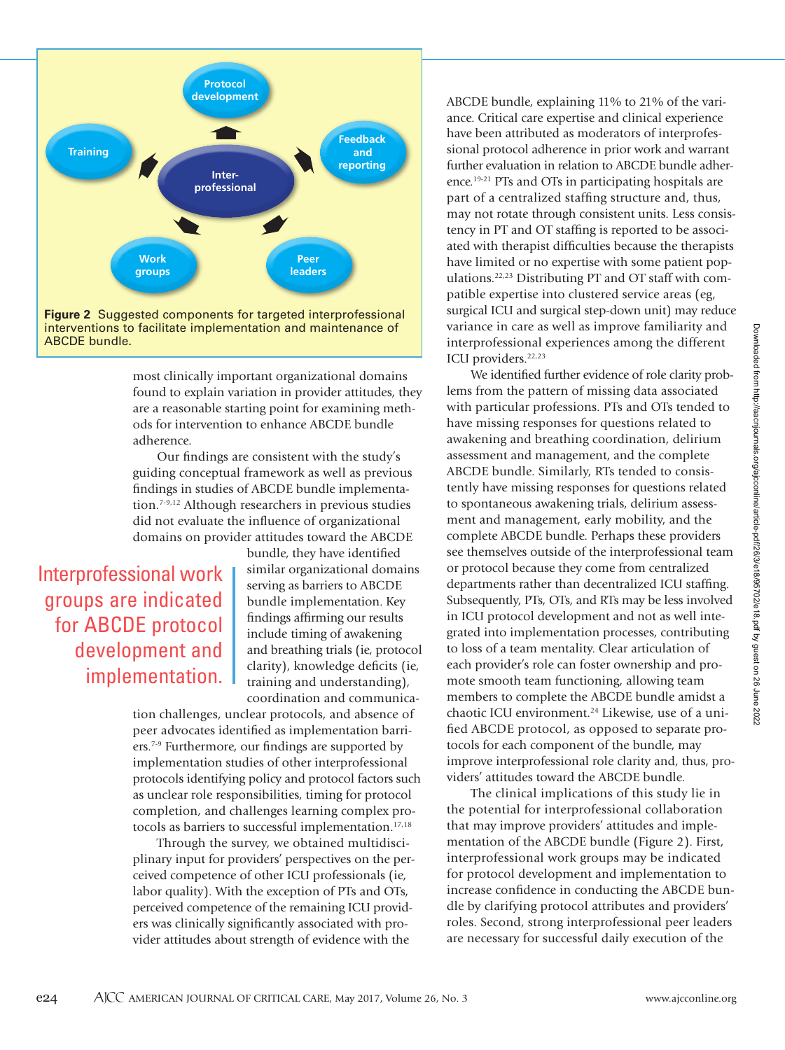Protocol development

Training

Feedback and reporting

Inter-professional

Work groups

Peer leaders

**Figure 2** Suggested components for targeted interprofessional interventions to facilitate implementation and maintenance of ABCDE bundle.

most clinically important organizational domains found to explain variation in provider attitudes, they are a reasonable starting point for examining methods for intervention to enhance ABCDE bundle adherence.

Our findings are consistent with the study's guiding conceptual framework as well as previous findings in studies of ABCDE bundle implementation.[7-9,12] Although researchers in previous studies did not evaluate the influence of organizational domains on provider attitudes toward the ABCDE bundle, they have identified similar organizational domains serving as barriers to ABCDE bundle implementation. Key findings affirming our results include timing of awakening and breathing trials (ie, protocol clarity), knowledge deficits (ie, training and understanding), coordination and communication challenges, unclear protocols, and absence of peer advocates identified as implementation barriers.[7-9] Furthermore, our findings are supported by implementation studies of other interprofessional protocols identifying policy and protocol factors such as unclear role responsibilities, timing for protocol completion, and challenges learning complex protocols as barriers to successful implementation.[17,18]

> Interprofessional work groups are indicated for ABCDE protocol development and implementation.

Through the survey, we obtained multidisciplinary input for providers' perspectives on the perceived competence of other ICU professionals (ie, labor quality). With the exception of PTs and OTs, perceived competence of the remaining ICU providers was clinically significantly associated with provider attitudes about strength of evidence with the ABCDE bundle, explaining 11% to 21% of the variance. Critical care expertise and clinical experience have been attributed as moderators of interprofessional protocol adherence in prior work and warrant further evaluation in relation to ABCDE bundle adherence.[19-21] PTs and OTs in participating hospitals are part of a centralized staffing structure and, thus, may not rotate through consistent units. Less consistency in PT and OT staffing is reported to be associated with therapist difficulties because the therapists have limited or no expertise with some patient populations.[22,23] Distributing PT and OT staff with compatible expertise into clustered service areas (eg, surgical ICU and surgical step-down unit) may reduce variance in care as well as improve familiarity and interprofessional experiences among the different ICU providers.[22,23]

We identified further evidence of role clarity problems from the pattern of missing data associated with particular professions. PTs and OTs tended to have missing responses for questions related to awakening and breathing coordination, delirium assessment and management, and the complete ABCDE bundle. Similarly, RTs tended to consistently have missing responses for questions related to spontaneous awakening trials, delirium assessment and management, early mobility, and the complete ABCDE bundle. Perhaps these providers see themselves outside of the interprofessional team or protocol because they come from centralized departments rather than decentralized ICU staffing. Subsequently, PTs, OTs, and RTs may be less involved in ICU protocol development and not as well integrated into implementation processes, contributing to loss of a team mentality. Clear articulation of each provider's role can foster ownership and promote smooth team functioning, allowing team members to complete the ABCDE bundle amidst a chaotic ICU environment.[24] Likewise, use of a unified ABCDE protocol, as opposed to separate protocols for each component of the bundle, may improve interprofessional role clarity and, thus, providers' attitudes toward the ABCDE bundle.

The clinical implications of this study lie in the potential for interprofessional collaboration that may improve providers' attitudes and implementation of the ABCDE bundle (Figure 2). First, interprofessional work groups may be indicated for protocol development and implementation to increase confidence in conducting the ABCDE bundle by clarifying protocol attributes and providers' roles. Second, strong interprofessional peer leaders are necessary for successful daily execution of the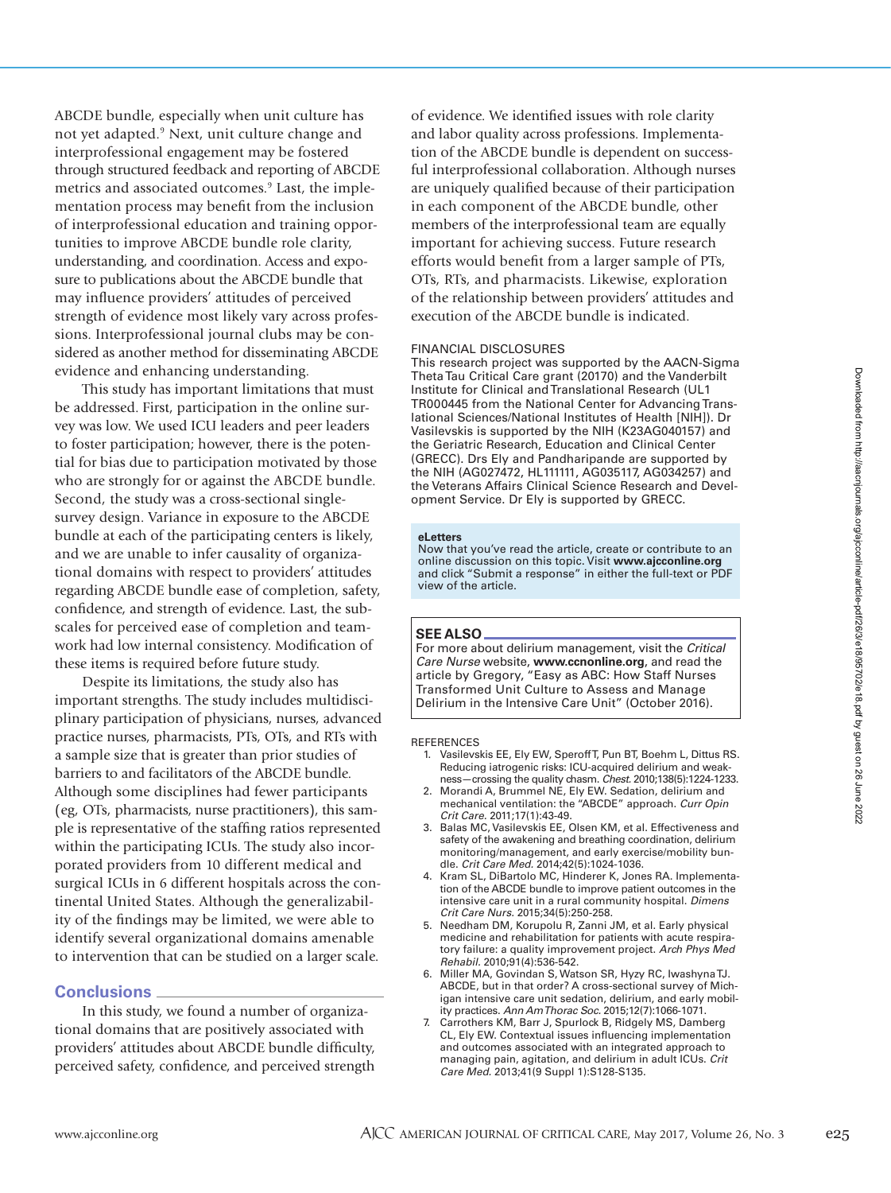ABCDE bundle, especially when unit culture has not yet adapted.[9] Next, unit culture change and interprofessional engagement may be fostered through structured feedback and reporting of ABCDE metrics and associated outcomes.[9] Last, the implementation process may benefit from the inclusion of interprofessional education and training opportunities to improve ABCDE bundle role clarity, understanding, and coordination. Access and exposure to publications about the ABCDE bundle that may influence providers' attitudes of perceived strength of evidence most likely vary across professions. Interprofessional journal clubs may be considered as another method for disseminating ABCDE evidence and enhancing understanding.

This study has important limitations that must be addressed. First, participation in the online survey was low. We used ICU leaders and peer leaders to foster participation; however, there is the potential for bias due to participation motivated by those who are strongly for or against the ABCDE bundle. Second, the study was a cross-sectional single-survey design. Variance in exposure to the ABCDE bundle at each of the participating centers is likely, and we are unable to infer causality of organizational domains with respect to providers' attitudes regarding ABCDE bundle ease of completion, safety, confidence, and strength of evidence. Last, the subscales for perceived ease of completion and teamwork had low internal consistency. Modification of these items is required before future study.

Despite its limitations, the study also has important strengths. The study includes multidisciplinary participation of physicians, nurses, advanced practice nurses, pharmacists, PTs, OTs, and RTs with a sample size that is greater than prior studies of barriers to and facilitators of the ABCDE bundle. Although some disciplines had fewer participants (eg, OTs, pharmacists, nurse practitioners), this sample is representative of the staffing ratios represented within the participating ICUs. The study also incorporated providers from 10 different medical and surgical ICUs in 6 different hospitals across the continental United States. Although the generalizability of the findings may be limited, we were able to identify several organizational domains amenable to intervention that can be studied on a larger scale.

## Conclusions

In this study, we found a number of organizational domains that are positively associated with providers' attitudes about ABCDE bundle difficulty, perceived safety, confidence, and perceived strength of evidence. We identified issues with role clarity and labor quality across professions. Implementation of the ABCDE bundle is dependent on successful interprofessional collaboration. Although nurses are uniquely qualified because of their participation in each component of the ABCDE bundle, other members of the interprofessional team are equally important for achieving success. Future research efforts would benefit from a larger sample of PTs, OTs, RTs, and pharmacists. Likewise, exploration of the relationship between providers' attitudes and execution of the ABCDE bundle is indicated.

FINANCIAL DISCLOSURES

This research project was supported by the AACN-Sigma Theta Tau Critical Care grant (20170) and the Vanderbilt Institute for Clinical and Translational Research (UL1 TR000445 from the National Center for Advancing Translational Sciences/National Institutes of Health [NIH]). Dr Vasilevskis is supported by the NIH (K23AG040157) and the Geriatric Research, Education and Clinical Center (GRECC). Drs Ely and Pandharipande are supported by the NIH (AG027472, HL111111, AG035117, AG034257) and the Veterans Affairs Clinical Science Research and Development Service. Dr Ely is supported by GRECC.

**eLetters**

Now that you've read the article, create or contribute to an online discussion on this topic. Visit **www.ajcconline.org** and click "Submit a response" in either the full-text or PDF view of the article.

**SEE ALSO**

For more about delirium management, visit the *Critical Care Nurse* website, **www.ccnonline.org**, and read the article by Gregory, "Easy as ABC: How Staff Nurses Transformed Unit Culture to Assess and Manage Delirium in the Intensive Care Unit" (October 2016).

REFERENCES

1. Vasilevskis EE, Ely EW, Speroff T, Pun BT, Boehm L, Dittus RS. Reducing iatrogenic risks: ICU-acquired delirium and weakness—crossing the quality chasm. *Chest.* 2010;138(5):1224-1233.
2. Morandi A, Brummel NE, Ely EW. Sedation, delirium and mechanical ventilation: the "ABCDE" approach. *Curr Opin Crit Care.* 2011;17(1):43-49.
3. Balas MC, Vasilevskis EE, Olsen KM, et al. Effectiveness and safety of the awakening and breathing coordination, delirium monitoring/management, and early exercise/mobility bundle. *Crit Care Med.* 2014;42(5):1024-1036.
4. Kram SL, DiBartolo MC, Hinderer K, Jones RA. Implementation of the ABCDE bundle to improve patient outcomes in the intensive care unit in a rural community hospital. *Dimens Crit Care Nurs.* 2015;34(5):250-258.
5. Needham DM, Korupolu R, Zanni JM, et al. Early physical medicine and rehabilitation for patients with acute respiratory failure: a quality improvement project. *Arch Phys Med Rehabil.* 2010;91(4):536-542.
6. Miller MA, Govindan S, Watson SR, Hyzy RC, Iwashyna TJ. ABCDE, but in that order? A cross-sectional survey of Michigan intensive care unit sedation, delirium, and early mobility practices. *Ann Am Thorac Soc.* 2015;12(7):1066-1071.
7. Carrothers KM, Barr J, Spurlock B, Ridgely MS, Damberg CL, Ely EW. Contextual issues influencing implementation and outcomes associated with an integrated approach to managing pain, agitation, and delirium in adult ICUs. *Crit Care Med.* 2013;41(9 Suppl 1):S128-S135.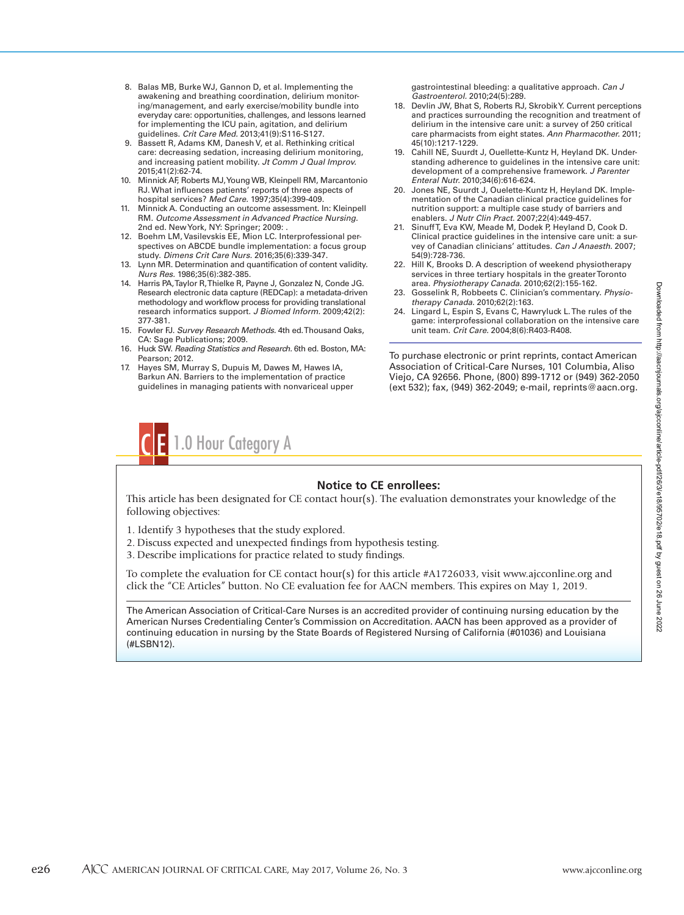8. Balas MB, Burke WJ, Gannon D, et al. Implementing the awakening and breathing coordination, delirium monitoring/management, and early exercise/mobility bundle into everyday care: opportunities, challenges, and lessons learned for implementing the ICU pain, agitation, and delirium guidelines. *Crit Care Med.* 2013;41(9):S116-S127.
9. Bassett R, Adams KM, Danesh V, et al. Rethinking critical care: decreasing sedation, increasing delirium monitoring, and increasing patient mobility. *Jt Comm J Qual Improv.* 2015;41(2):62-74.
10. Minnick AF, Roberts MJ, Young WB, Kleinpell RM, Marcantonio RJ. What influences patients' reports of three aspects of hospital services? *Med Care.* 1997;35(4):399-409.
11. Minnick A. Conducting an outcome assessment. In: Kleinpell RM. *Outcome Assessment in Advanced Practice Nursing.* 2nd ed. New York, NY: Springer; 2009: .
12. Boehm LM, Vasilevskis EE, Mion LC. Interprofessional perspectives on ABCDE bundle implementation: a focus group study. *Dimens Crit Care Nurs.* 2016;35(6):339-347.
13. Lynn MR. Determination and quantification of content validity. *Nurs Res.* 1986;35(6):382-385.
14. Harris PA, Taylor R, Thielke R, Payne J, Gonzalez N, Conde JG. Research electronic data capture (REDCap): a metadata-driven methodology and workflow process for providing translational research informatics support. *J Biomed Inform.* 2009;42(2):377-381.
15. Fowler FJ. *Survey Research Methods.* 4th ed. Thousand Oaks, CA: Sage Publications; 2009.
16. Huck SW. *Reading Statistics and Research.* 6th ed. Boston, MA: Pearson; 2012.
17. Hayes SM, Murray S, Dupuis M, Dawes M, Hawes IA, Barkun AN. Barriers to the implementation of practice guidelines in managing patients with nonvariceal upper gastrointestinal bleeding: a qualitative approach. *Can J Gastroenterol.* 2010;24(5):289.
18. Devlin JW, Bhat S, Roberts RJ, Skrobik Y. Current perceptions and practices surrounding the recognition and treatment of delirium in the intensive care unit: a survey of 250 critical care pharmacists from eight states. *Ann Pharmacother.* 2011;45(10):1217-1229.
19. Cahill NE, Suurdt J, Ouellette-Kuntz H, Heyland DK. Understanding adherence to guidelines in the intensive care unit: development of a comprehensive framework. *J Parenter Enteral Nutr.* 2010;34(6):616-624.
20. Jones NE, Suurdt J, Ouelette-Kuntz H, Heyland DK. Implementation of the Canadian clinical practice guidelines for nutrition support: a multiple case study of barriers and enablers. *J Nutr Clin Pract.* 2007;22(4):449-457.
21. Sinuff T, Eva KW, Meade M, Dodek P, Heyland D, Cook D. Clinical practice guidelines in the intensive care unit: a survey of Canadian clinicians' attitudes. *Can J Anaesth.* 2007;54(9):728-736.
22. Hill K, Brooks D. A description of weekend physiotherapy services in three tertiary hospitals in the greater Toronto area. *Physiotherapy Canada.* 2010;62(2):155-162.
23. Gosselink R, Robbeets C. Clinician's commentary. *Physiotherapy Canada.* 2010;62(2):163.
24. Lingard L, Espin S, Evans C, Hawryluck L. The rules of the game: interprofessional collaboration on the intensive care unit team. *Crit Care.* 2004;8(6):R403-R408.

To purchase electronic or print reprints, contact American Association of Critical-Care Nurses, 101 Columbia, Aliso Viejo, CA 92656. Phone, (800) 899-1712 or (949) 362-2050 (ext 532); fax, (949) 362-2049; e-mail, reprints@aacn.org.

## CE 1.0 Hour Category A

**Notice to CE enrollees:**

This article has been designated for CE contact hour(s). The evaluation demonstrates your knowledge of the following objectives:

1. Identify 3 hypotheses that the study explored.
2. Discuss expected and unexpected findings from hypothesis testing.
3. Describe implications for practice related to study findings.

To complete the evaluation for CE contact hour(s) for this article #A1726033, visit www.ajcconline.org and click the "CE Articles" button. No CE evaluation fee for AACN members. This expires on May 1, 2019.

The American Association of Critical-Care Nurses is an accredited provider of continuing nursing education by the American Nurses Credentialing Center's Commission on Accreditation. AACN has been approved as a provider of continuing education in nursing by the State Boards of Registered Nursing of California (#01036) and Louisiana (#LSBN12).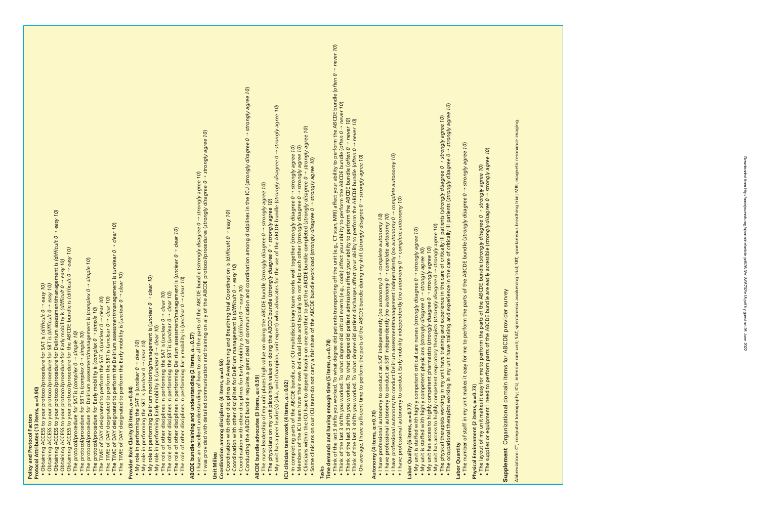## Policy and Protocol Factors

**Protocol Attributes (13 items, α = 0.90)**

- Obtaining ACCESS to your protocol/procedure for SAT is (*difficult 0 → easy 10*)
- Obtaining ACCESS to your protocol/procedure for SBT is (*difficult 0 → easy 10*)
- Obtaining ACCESS to your protocol/procedure for Delirium assessment/management is (*difficult 0 → easy 10*)
- Obtaining ACCESS to your protocol/procedure for Early mobility is (*difficult 0 → easy 10*)
- Obtaining ACCESS to your protocol/procedure for the ABCDE bundle is (*difficult 0 → easy 10*)
- The protocol/procedure for SAT is (*complex 0 → simple 10*)
- The protocol/procedure for SBT is (*complex 0 → simple 10*)
- The protocol/procedure for Delirium assessment/management is (*complex 0 → simple 10*)
- The protocol/procedure for Early mobility is (*complex 0 → simple 10*)
- The TIME of DAY designated to perform the SAT is (*unclear 0 → clear 10*)
- The TIME of DAY designated to perform the SBT is (*unclear 0 → clear 10*)
- The TIME of DAY designated to perform the Delirium assessment/management is (*unclear 0 → clear 10*)
- The TIME of DAY designated to perform the Early mobility is (*unclear 0 → clear 10*)

**Provider Role Clarity (8 items, α = 0.84)**

- My role in performing the SAT is (*unclear 0 → clear 10*)
- My role in performing the SBT is (*unclear 0 → clear 10*)
- My role in performing Delirium monitoring/management is (*unclear 0 → clear 10*)
- My role in performing Early mobility is (*unclear 0 → clear 10*)
- The role of other disciplines in performing the SAT is (*unclear 0 → clear 10*)
- The role of other disciplines in performing the SBT is (*unclear 0 → clear 10*)
- The role of other disciplines in performing Delirium assessment/management is (*unclear 0 → clear 10*)
- The role of other disciplines in performing Early mobility is (*unclear 0 → clear 10*)

**ABCDE bundle training and understanding (2 items, α = 0.57)**

- I have an excellent understanding of how to use all the parts of the ABCDE bundle (*strongly disagree 0 → strongly agree 10*)
- I was provided with detailed communication and training on all of the ABCDE protocol/procedures (*strongly disagree 0 → strongly agree 10*)

## Unit Milieu

**Coordination among disciplines (4 items, α = 0.58)**

- Coordination with other disciplines for Awakening and Breathing trial Coordination is (*difficult 0 → easy 10*)
- Coordination with other disciplines for Delirium management is (*difficult 0 → easy 10*)
- Coordination with other disciplines for Early mobility is (*difficult 0 → easy 10*)
- Conducting the ABCDE bundle requires a great deal of communication and coordination among disciplines in the ICU (*strongly disagree 0 → strongly agree 10*)

**ABCDE bundle advocates (3 items, α = 0.59)**

- The nurse leadership of my unit places high value on doing the ABCDE bundle (*strongly disagree 0 → strongly agree 10*)
- The physicians on my unit place high value on doing the ABCDE bundle (*strongly disagree 0 → strongly agree 10*)
- My unit has a peer leader(s) (aka, unit champion, unit expert) who advocates for the use of the ABCDE bundle (*strongly disagree 0 → strongly agree 10*)

**ICU clinician teamwork (4 items, α = 0.02)**

- In completing parts of the ABCDE bundle, our ICU multidisciplinary team works well together (*strongly disagree 0 → strongly agree 10*)
- Members of the ICU team have their own individual jobs and typically do not help each other (*strongly disagree 0 → strongly agree 10*)
- Clinicians within the ICU have to depend heavily on one another to get the ABCDE bundle completed (*strongly disagree 0 → strongly agree 10*)
- Some clinicians on our ICU team do not carry a fair share of the ABCDE bundle workload (*strongly disagree 0 → strongly agree 10*)

## Tasks

**Time demands and having enough time (5 items, α = 0.78)**

- Think of the last 3 shifts you worked. To what degree did patients transporting off the unit (e.g., CT scan, MRI) affect your ability to perform the ABCDE bundle (*often 0 → never 10*)
- Think of the last 3 shifts you worked. To what degree did critical events (e.g., code) affect your ability to perform the ABCDE bundle (*often 0 → never 10*)
- Think of the last 3 shifts you worked. To what degree did patient admissions affect your ability to perform the ABCDE bundle (*often 0 → never 10*)
- Think of the last 3 shifts you worked. To what degree did patient discharges affect your ability to perform the ABCDE bundle (*often 0 → never 10*)
- On average, I have sufficient time to perform the parts of the ABCDE bundle during my shift (*strongly disagree 0 → strongly agree 10*)

**Autonomy (4 items, α = 0.70)**

- I have professional autonomy to conduct an SAT independently (*no autonomy 0 → complete autonomy 10*)
- I have professional autonomy to conduct an SBT independently (*no autonomy 0 → complete autonomy 10*)
- I have professional autonomy to conduct Delirium assessment/management independently (*no autonomy 0 → complete autonomy 10*)
- I have professional autonomy to conduct Early mobility independently (*no autonomy 0 → complete autonomy 10*)

**Labor Quality (6 items, α = 0.77)**

- My unit is staffed with highly competent critical care nurses (*strongly disagree 0 → strongly agree 10*)
- My unit is staffed with highly competent physicians (*strongly disagree 0 → strongly agree 10*)
- My unit has access to highly competent pharmacists (*strongly disagree 0 → strongly agree 10*)
- My unit has access to highly competent respiratory therapists (*strongly disagree 0 → strongly agree 10*)
- The physical therapists working in my unit have training and experience in the care of critically ill patients (*strongly disagree 0 → strongly agree 10*)
- The occupational therapists working in my unit have training and experience in the care of critically ill patients (*strongly disagree 0 → strongly agree 10*)

**Labor Quantity**

- The number of staff in my unit makes it easy for me to perform the parts of the ABCDE bundle (*strongly disagree 0 → strongly agree 10*)

**Physical Environment (2 items, α = 0.73)**

- The layout of my unit makes it easy for me to perform the parts of the ABCDE bundle (*strongly disagree 0 → strongly agree 10*)
- The supplies or equipment I need to perform parts of the ABCDE bundle are easily accessible (*strongly disagree 0 → strongly agree 10*)

**Supplement** Organizational domain items for ABCDE provider survey

Abbreviations: CT, computed tomography; ICU, intensive care unit; SAT, spontaneous awakening trial; SBT, spontaneous breathing trial; MRI, magnetic resonance imaging.